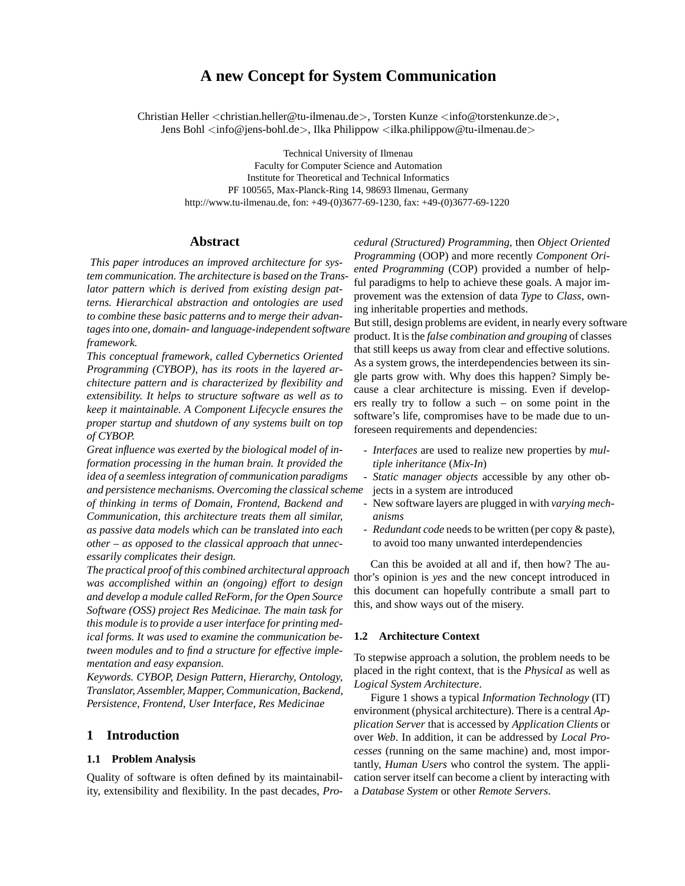# A new Concept for System Communication

Christian Heller <christian.heller@tu-ilmenau.de>, Torsten Kunze <info@torstenkunze.de>, Jens Bohl <info@jens-bohl.de>, Ilka Philippow <ilka.philippow@tu-ilmenau.de>

Technical University of Ilmenau
Faculty for Computer Science and Automation
Institute for Theoretical and Technical Informatics
PF 100565, Max-Planck-Ring 14, 98693 Ilmenau, Germany
http://www.tu-ilmenau.de, fon: +49-(0)3677-69-1230, fax: +49-(0)3677-69-1220

## Abstract

*This paper introduces an improved architecture for system communication. The architecture is based on the Translator pattern which is derived from existing design patterns. Hierarchical abstraction and ontologies are used to combine these basic patterns and to merge their advantages into one, domain- and language-independent software framework.*

*This conceptual framework, called Cybernetics Oriented Programming (CYBOP), has its roots in the layered architecture pattern and is characterized by flexibility and extensibility. It helps to structure software as well as to keep it maintainable. A Component Lifecycle ensures the proper startup and shutdown of any systems built on top of CYBOP.*

*Great influence was exerted by the biological model of information processing in the human brain. It provided the idea of a seemless integration of communication paradigms and persistence mechanisms. Overcoming the classical scheme of thinking in terms of Domain, Frontend, Backend and Communication, this architecture treats them all similar, as passive data models which can be translated into each other – as opposed to the classical approach that unnecessarily complicates their design.*

*The practical proof of this combined architectural approach was accomplished within an (ongoing) effort to design and develop a module called ReForm, for the Open Source Software (OSS) project Res Medicinae. The main task for this module is to provide a user interface for printing medical forms. It was used to examine the communication between modules and to find a structure for effective implementation and easy expansion.*

*Keywords. CYBOP, Design Pattern, Hierarchy, Ontology, Translator, Assembler, Mapper, Communication, Backend, Persistence, Frontend, User Interface, Res Medicinae*

## 1 Introduction

### 1.1 Problem Analysis

Quality of software is often defined by its maintainability, extensibility and flexibility. In the past decades, *Procedural (Structured) Programming*, then *Object Oriented Programming* (OOP) and more recently *Component Oriented Programming* (COP) provided a number of helpful paradigms to help to achieve these goals. A major improvement was the extension of data *Type* to *Class*, owning inheritable properties and methods.

But still, design problems are evident, in nearly every software product. It is the *false combination and grouping* of classes that still keeps us away from clear and effective solutions. As a system grows, the interdependencies between its single parts grow with. Why does this happen? Simply because a clear architecture is missing. Even if developers really try to follow a such – on some point in the software's life, compromises have to be made due to unforeseen requirements and dependencies:

- *Interfaces* are used to realize new properties by *multiple inheritance* (*Mix-In*)
- *Static manager objects* accessible by any other objects in a system are introduced
- New software layers are plugged in with *varying mechanisms*
- *Redundant code* needs to be written (per copy & paste), to avoid too many unwanted interdependencies

Can this be avoided at all and if, then how? The author's opinion is *yes* and the new concept introduced in this document can hopefully contribute a small part to this, and show ways out of the misery.

### 1.2 Architecture Context

To stepwise approach a solution, the problem needs to be placed in the right context, that is the *Physical* as well as *Logical System Architecture*.

Figure 1 shows a typical *Information Technology* (IT) environment (physical architecture). There is a central *Application Server* that is accessed by *Application Clients* or over *Web*. In addition, it can be addressed by *Local Processes* (running on the same machine) and, most importantly, *Human Users* who control the system. The application server itself can become a client by interacting with a *Database System* or other *Remote Servers*.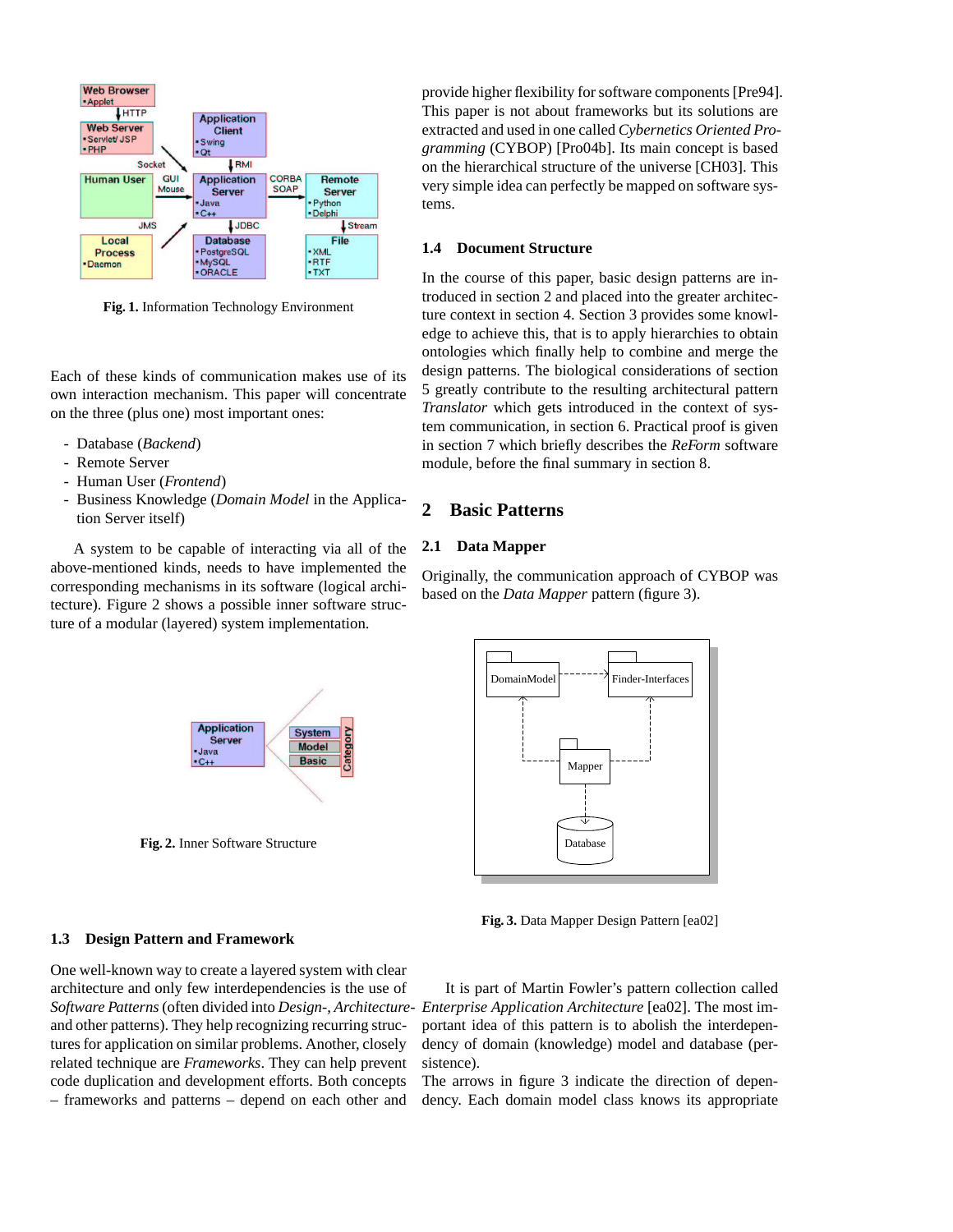Fig. 1. Information Technology Environment

Each of these kinds of communication makes use of its own interaction mechanism. This paper will concentrate on the three (plus one) most important ones:

- Database (*Backend*)
- Remote Server
- Human User (*Frontend*)
- Business Knowledge (*Domain Model* in the Application Server itself)

A system to be capable of interacting via all of the above-mentioned kinds, needs to have implemented the corresponding mechanisms in its software (logical architecture). Figure 2 shows a possible inner software structure of a modular (layered) system implementation.

Fig. 2. Inner Software Structure

### 1.3 Design Pattern and Framework

One well-known way to create a layered system with clear architecture and only few interdependencies is the use of *Software Patterns* (often divided into *Design-*, *Architecture-* and other patterns). They help recognizing recurring structures for application on similar problems. Another, closely related technique are *Frameworks*. They can help prevent code duplication and development efforts. Both concepts – frameworks and patterns – depend on each other and provide higher flexibility for software components [Pre94]. This paper is not about frameworks but its solutions are extracted and used in one called *Cybernetics Oriented Programming* (CYBOP) [Pro04b]. Its main concept is based on the hierarchical structure of the universe [CH03]. This very simple idea can perfectly be mapped on software systems.

### 1.4 Document Structure

In the course of this paper, basic design patterns are introduced in section 2 and placed into the greater architecture context in section 4. Section 3 provides some knowledge to achieve this, that is to apply hierarchies to obtain ontologies which finally help to combine and merge the design patterns. The biological considerations of section 5 greatly contribute to the resulting architectural pattern *Translator* which gets introduced in the context of system communication, in section 6. Practical proof is given in section 7 which briefly describes the *ReForm* software module, before the final summary in section 8.

## 2 Basic Patterns

### 2.1 Data Mapper

Originally, the communication approach of CYBOP was based on the *Data Mapper* pattern (figure 3).

Fig. 3. Data Mapper Design Pattern [ea02]

It is part of Martin Fowler's pattern collection called *Enterprise Application Architecture* [ea02]. The most important idea of this pattern is to abolish the interdependency of domain (knowledge) model and database (persistence).

The arrows in figure 3 indicate the direction of dependency. Each domain model class knows its appropriate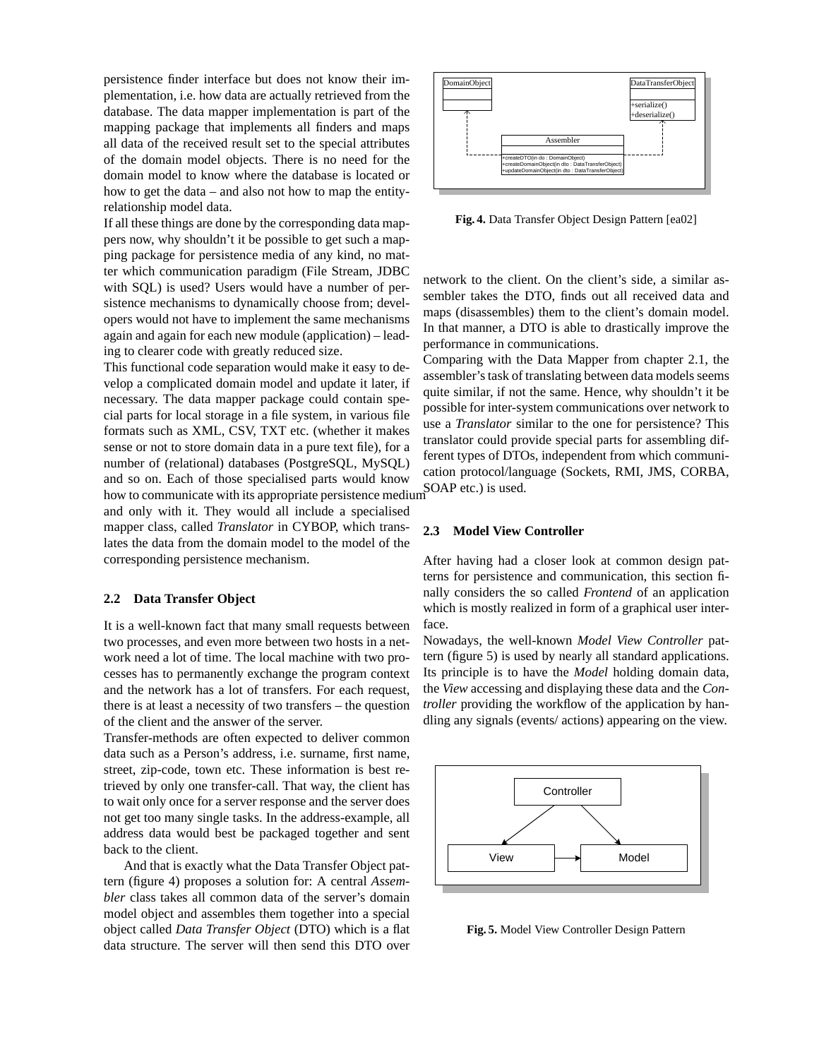persistence finder interface but does not know their implementation, i.e. how data are actually retrieved from the database. The data mapper implementation is part of the mapping package that implements all finders and maps all data of the received result set to the special attributes of the domain model objects. There is no need for the domain model to know where the database is located or how to get the data – and also not how to map the entity-relationship model data.

If all these things are done by the corresponding data mappers now, why shouldn't it be possible to get such a mapping package for persistence media of any kind, no matter which communication paradigm (File Stream, JDBC with SQL) is used? Users would have a number of persistence mechanisms to dynamically choose from; developers would not have to implement the same mechanisms again and again for each new module (application) – leading to clearer code with greatly reduced size.

This functional code separation would make it easy to develop a complicated domain model and update it later, if necessary. The data mapper package could contain special parts for local storage in a file system, in various file formats such as XML, CSV, TXT etc. (whether it makes sense or not to store domain data in a pure text file), for a number of (relational) databases (PostgreSQL, MySQL) and so on. Each of those specialised parts would know how to communicate with its appropriate persistence medium and only with it. They would all include a specialised mapper class, called *Translator* in CYBOP, which translates the data from the domain model to the model of the corresponding persistence mechanism.

### 2.2 Data Transfer Object

It is a well-known fact that many small requests between two processes, and even more between two hosts in a network need a lot of time. The local machine with two processes has to permanently exchange the program context and the network has a lot of transfers. For each request, there is at least a necessity of two transfers – the question of the client and the answer of the server.

Transfer-methods are often expected to deliver common data such as a Person's address, i.e. surname, first name, street, zip-code, town etc. These information is best retrieved by only one transfer-call. That way, the client has to wait only once for a server response and the server does not get too many single tasks. In the address-example, all address data would best be packaged together and sent back to the client.

And that is exactly what the Data Transfer Object pattern (figure 4) proposes a solution for: A central *Assembler* class takes all common data of the server's domain model object and assembles them together into a special object called *Data Transfer Object* (DTO) which is a flat data structure. The server will then send this DTO over network to the client. On the client's side, a similar assembler takes the DTO, finds out all received data and maps (disassembles) them to the client's domain model. In that manner, a DTO is able to drastically improve the performance in communications.

**Fig. 4.** Data Transfer Object Design Pattern [ea02]

Comparing with the Data Mapper from chapter 2.1, the assembler's task of translating between data models seems quite similar, if not the same. Hence, why shouldn't it be possible for inter-system communications over network to use a *Translator* similar to the one for persistence? This translator could provide special parts for assembling different types of DTOs, independent from which communication protocol/language (Sockets, RMI, JMS, CORBA, SOAP etc.) is used.

### 2.3 Model View Controller

After having had a closer look at common design patterns for persistence and communication, this section finally considers the so called *Frontend* of an application which is mostly realized in form of a graphical user interface.

Nowadays, the well-known *Model View Controller* pattern (figure 5) is used by nearly all standard applications. Its principle is to have the *Model* holding domain data, the *View* accessing and displaying these data and the *Controller* providing the workflow of the application by handling any signals (events/ actions) appearing on the view.

**Fig. 5.** Model View Controller Design Pattern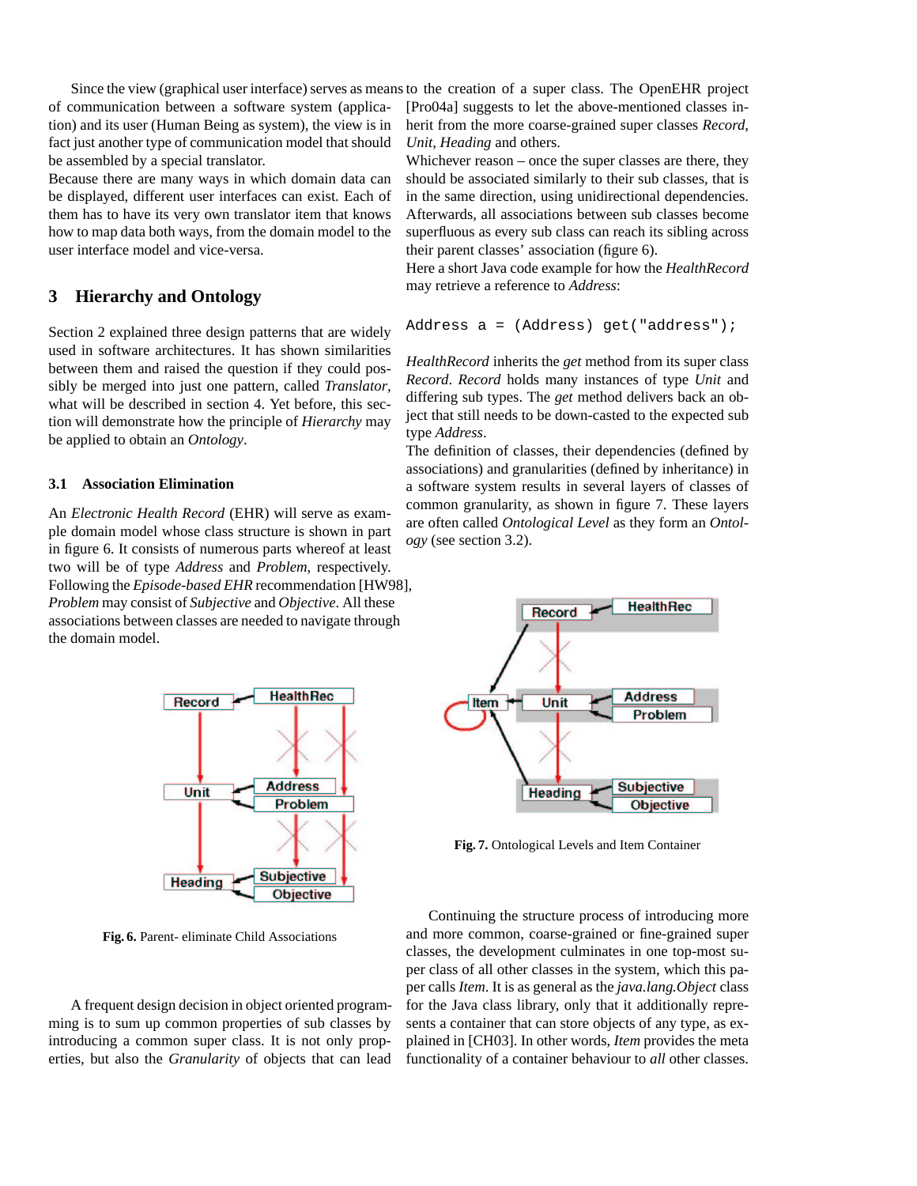Since the view (graphical user interface) serves as means of communication between a software system (application) and its user (Human Being as system), the view is in fact just another type of communication model that should be assembled by a special translator.
Because there are many ways in which domain data can be displayed, different user interfaces can exist. Each of them has to have its very own translator item that knows how to map data both ways, from the domain model to the user interface model and vice-versa.

## 3 Hierarchy and Ontology

Section 2 explained three design patterns that are widely used in software architectures. It has shown similarities between them and raised the question if they could possibly be merged into just one pattern, called *Translator*, what will be described in section 4. Yet before, this section will demonstrate how the principle of *Hierarchy* may be applied to obtain an *Ontology*.

### 3.1 Association Elimination

An *Electronic Health Record* (EHR) will serve as example domain model whose class structure is shown in part in figure 6. It consists of numerous parts whereof at least two will be of type *Address* and *Problem*, respectively. Following the *Episode-based EHR* recommendation [HW98], *Problem* may consist of *Subjective* and *Objective*. All these associations between classes are needed to navigate through the domain model.

**Fig. 6.** Parent- eliminate Child Associations

A frequent design decision in object oriented programming is to sum up common properties of sub classes by introducing a common super class. It is not only properties, but also the *Granularity* of objects that can lead to the creation of a super class. The OpenEHR project [Pro04a] suggests to let the above-mentioned classes inherit from the more coarse-grained super classes *Record*, *Unit*, *Heading* and others.
Whichever reason – once the super classes are there, they should be associated similarly to their sub classes, that is in the same direction, using unidirectional dependencies. Afterwards, all associations between sub classes become superfluous as every sub class can reach its sibling across their parent classes' association (figure 6).
Here a short Java code example for how the *HealthRecord* may retrieve a reference to *Address*:

```
Address a = (Address) get("address");
```

*HealthRecord* inherits the *get* method from its super class *Record*. *Record* holds many instances of type *Unit* and differing sub types. The *get* method delivers back an object that still needs to be down-casted to the expected sub type *Address*.
The definition of classes, their dependencies (defined by associations) and granularities (defined by inheritance) in a software system results in several layers of classes of common granularity, as shown in figure 7. These layers are often called *Ontological Level* as they form an *Ontology* (see section 3.2).

**Fig. 7.** Ontological Levels and Item Container

Continuing the structure process of introducing more and more common, coarse-grained or fine-grained super classes, the development culminates in one top-most super class of all other classes in the system, which this paper calls *Item*. It is as general as the *java.lang.Object* class for the Java class library, only that it additionally represents a container that can store objects of any type, as explained in [CH03]. In other words, *Item* provides the meta functionality of a container behaviour to *all* other classes.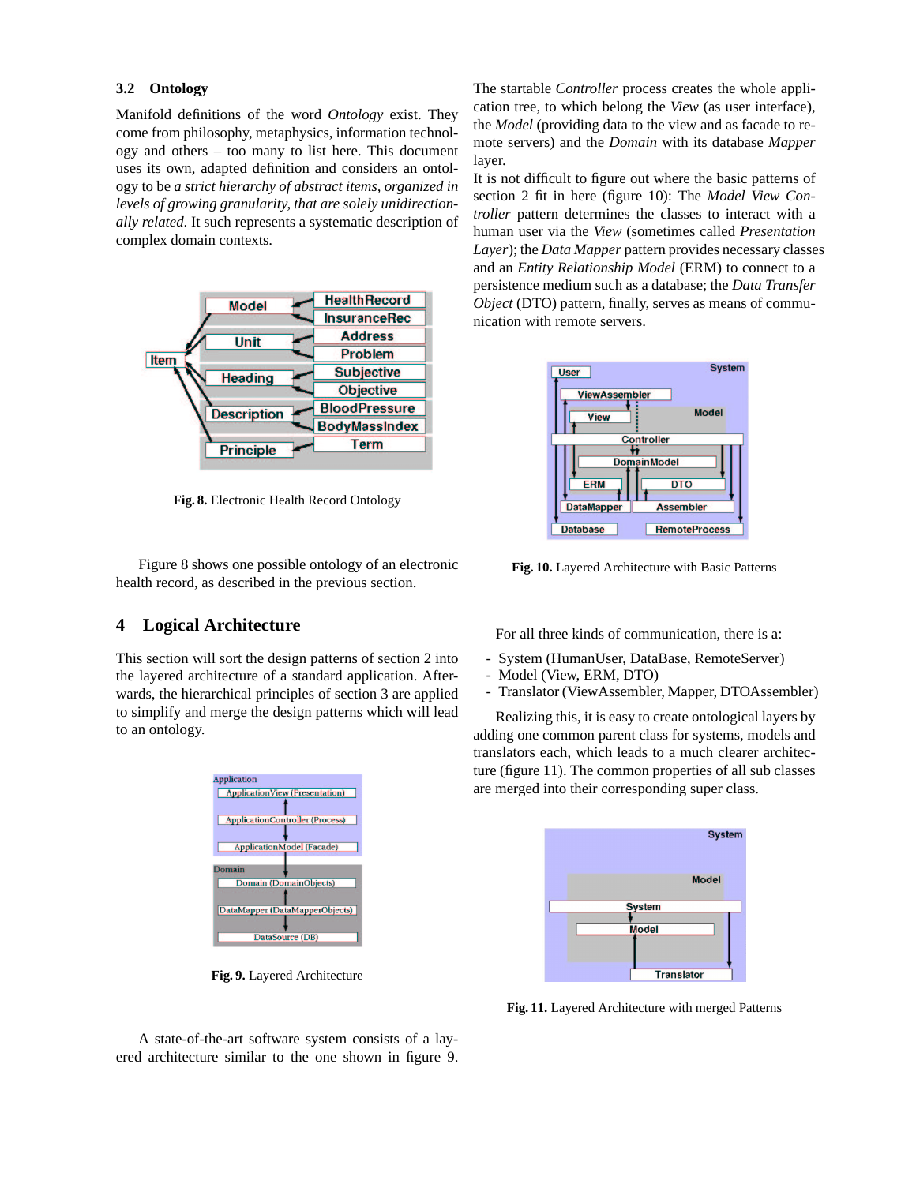### 3.2 Ontology

Manifold definitions of the word *Ontology* exist. They come from philosophy, metaphysics, information technology and others – too many to list here. This document uses its own, adapted definition and considers an ontology to be *a strict hierarchy of abstract items, organized in levels of growing granularity, that are solely unidirectionally related*. It such represents a systematic description of complex domain contexts.

**Fig. 8.** Electronic Health Record Ontology

Figure 8 shows one possible ontology of an electronic health record, as described in the previous section.

## 4 Logical Architecture

This section will sort the design patterns of section 2 into the layered architecture of a standard application. Afterwards, the hierarchical principles of section 3 are applied to simplify and merge the design patterns which will lead to an ontology.

**Fig. 9.** Layered Architecture

A state-of-the-art software system consists of a layered architecture similar to the one shown in figure 9. The startable *Controller* process creates the whole application tree, to which belong the *View* (as user interface), the *Model* (providing data to the view and as facade to remote servers) and the *Domain* with its database *Mapper* layer.

It is not difficult to figure out where the basic patterns of section 2 fit in here (figure 10): The *Model View Controller* pattern determines the classes to interact with a human user via the *View* (sometimes called *Presentation Layer*); the *Data Mapper* pattern provides necessary classes and an *Entity Relationship Model* (ERM) to connect to a persistence medium such as a database; the *Data Transfer Object* (DTO) pattern, finally, serves as means of communication with remote servers.

**Fig. 10.** Layered Architecture with Basic Patterns

For all three kinds of communication, there is a:

- System (HumanUser, DataBase, RemoteServer)
- Model (View, ERM, DTO)
- Translator (ViewAssembler, Mapper, DTOAssembler)

Realizing this, it is easy to create ontological layers by adding one common parent class for systems, models and translators each, which leads to a much clearer architecture (figure 11). The common properties of all sub classes are merged into their corresponding super class.

**Fig. 11.** Layered Architecture with merged Patterns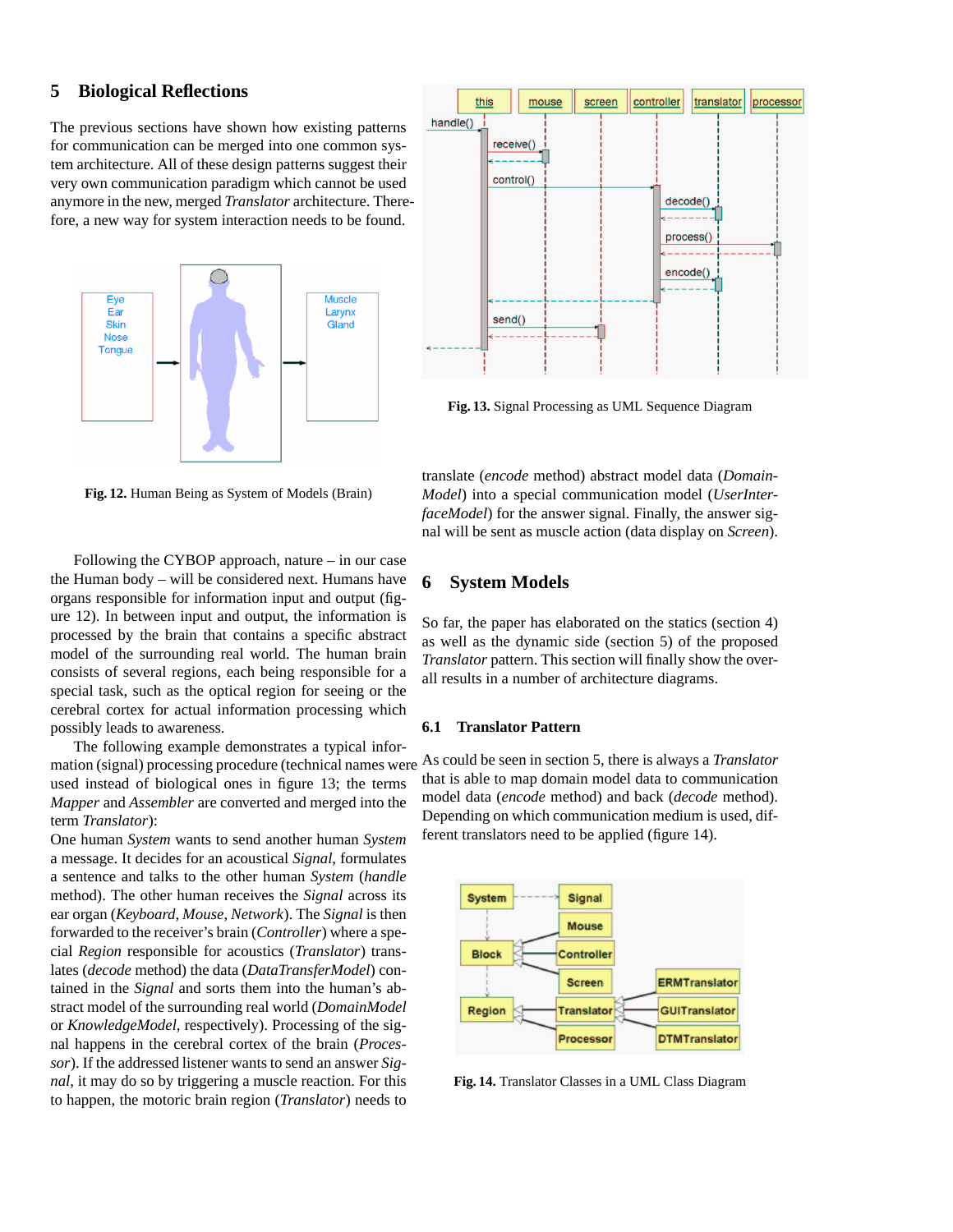## 5 Biological Reflections

The previous sections have shown how existing patterns for communication can be merged into one common system architecture. All of these design patterns suggest their very own communication paradigm which cannot be used anymore in the new, merged *Translator* architecture. Therefore, a new way for system interaction needs to be found.

**Fig. 12.** Human Being as System of Models (Brain)

Following the CYBOP approach, nature – in our case the Human body – will be considered next. Humans have organs responsible for information input and output (figure 12). In between input and output, the information is processed by the brain that contains a specific abstract model of the surrounding real world. The human brain consists of several regions, each being responsible for a special task, such as the optical region for seeing or the cerebral cortex for actual information processing which possibly leads to awareness.

The following example demonstrates a typical information (signal) processing procedure (technical names were used instead of biological ones in figure 13; the terms *Mapper* and *Assembler* are converted and merged into the term *Translator*):
One human *System* wants to send another human *System* a message. It decides for an acoustical *Signal*, formulates a sentence and talks to the other human *System* (*handle* method). The other human receives the *Signal* across its ear organ (*Keyboard*, *Mouse*, *Network*). The *Signal* is then forwarded to the receiver's brain (*Controller*) where a special *Region* responsible for acoustics (*Translator*) translates (*decode* method) the data (*DataTransferModel*) contained in the *Signal* and sorts them into the human's abstract model of the surrounding real world (*DomainModel* or *KnowledgeModel*, respectively). Processing of the signal happens in the cerebral cortex of the brain (*Processor*). If the addressed listener wants to send an answer *Signal*, it may do so by triggering a muscle reaction. For this to happen, the motoric brain region (*Translator*) needs to translate (*encode* method) abstract model data (*DomainModel*) into a special communication model (*UserInterfaceModel*) for the answer signal. Finally, the answer signal will be sent as muscle action (data display on *Screen*).

**Fig. 13.** Signal Processing as UML Sequence Diagram

## 6 System Models

So far, the paper has elaborated on the statics (section 4) as well as the dynamic side (section 5) of the proposed *Translator* pattern. This section will finally show the overall results in a number of architecture diagrams.

### 6.1 Translator Pattern

As could be seen in section 5, there is always a *Translator* that is able to map domain model data to communication model data (*encode* method) and back (*decode* method). Depending on which communication medium is used, different translators need to be applied (figure 14).

**Fig. 14.** Translator Classes in a UML Class Diagram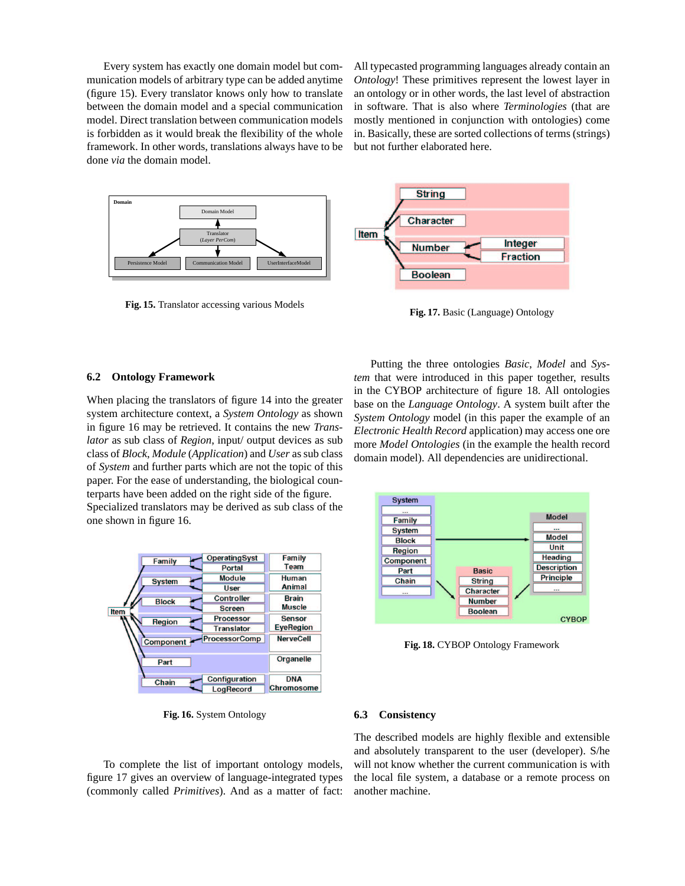Every system has exactly one domain model but communication models of arbitrary type can be added anytime (figure 15). Every translator knows only how to translate between the domain model and a special communication model. Direct translation between communication models is forbidden as it would break the flexibility of the whole framework. In other words, translations always have to be done *via* the domain model.

**Fig. 15.** Translator accessing various Models

## 6.2 Ontology Framework

When placing the translators of figure 14 into the greater system architecture context, a *System Ontology* as shown in figure 16 may be retrieved. It contains the new *Translator* as sub class of *Region*, input/ output devices as sub class of *Block*, *Module* (*Application*) and *User* as sub class of *System* and further parts which are not the topic of this paper. For the ease of understanding, the biological counterparts have been added on the right side of the figure. Specialized translators may be derived as sub class of the one shown in figure 16.

**Fig. 16.** System Ontology

To complete the list of important ontology models, figure 17 gives an overview of language-integrated types (commonly called *Primitives*). And as a matter of fact: All typecasted programming languages already contain an *Ontology*! These primitives represent the lowest layer in an ontology or in other words, the last level of abstraction in software. That is also where *Terminologies* (that are mostly mentioned in conjunction with ontologies) come in. Basically, these are sorted collections of terms (strings) but not further elaborated here.

**Fig. 17.** Basic (Language) Ontology

Putting the three ontologies *Basic*, *Model* and *System* that were introduced in this paper together, results in the CYBOP architecture of figure 18. All ontologies base on the *Language Ontology*. A system built after the *System Ontology* model (in this paper the example of an *Electronic Health Record* application) may access one ore more *Model Ontologies* (in the example the health record domain model). All dependencies are unidirectional.

**Fig. 18.** CYBOP Ontology Framework

## 6.3 Consistency

The described models are highly flexible and extensible and absolutely transparent to the user (developer). S/he will not know whether the current communication is with the local file system, a database or a remote process on another machine.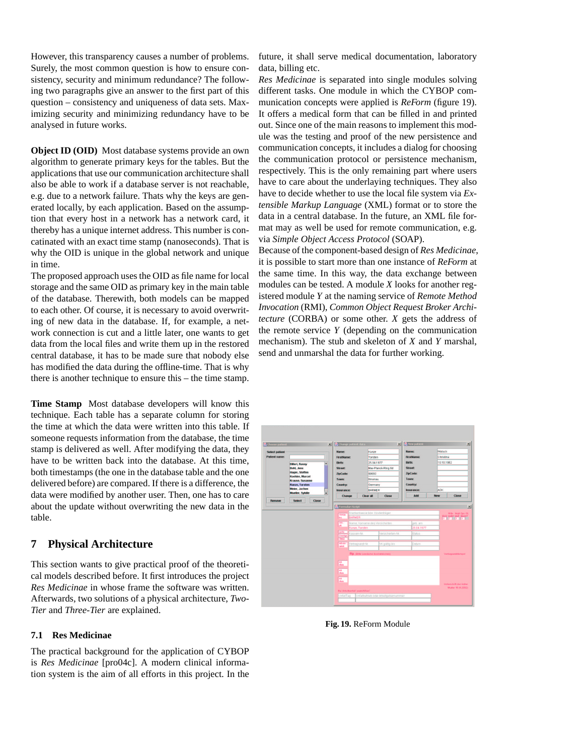However, this transparency causes a number of problems. Surely, the most common question is how to ensure consistency, security and minimum redundance? The following two paragraphs give an answer to the first part of this question – consistency and uniqueness of data sets. Maximizing security and minimizing redundancy have to be analysed in future works.

**Object ID (OID)** Most database systems provide an own algorithm to generate primary keys for the tables. But the applications that use our communication architecture shall also be able to work if a database server is not reachable, e.g. due to a network failure. Thats why the keys are generated locally, by each application. Based on the assumption that every host in a network has a network card, it thereby has a unique internet address. This number is concatinated with an exact time stamp (nanoseconds). That is why the OID is unique in the global network and unique in time.

The proposed approach uses the OID as file name for local storage and the same OID as primary key in the main table of the database. Therewith, both models can be mapped to each other. Of course, it is necessary to avoid overwriting of new data in the database. If, for example, a network connection is cut and a little later, one wants to get data from the local files and write them up in the restored central database, it has to be made sure that nobody else has modified the data during the offline-time. That is why there is another technique to ensure this – the time stamp.

**Time Stamp** Most database developers will know this technique. Each table has a separate column for storing the time at which the data were written into this table. If someone requests information from the database, the time stamp is delivered as well. After modifying the data, they have to be written back into the database. At this time, both timestamps (the one in the database table and the one delivered before) are compared. If there is a difference, the data were modified by another user. Then, one has to care about the update without overwriting the new data in the table.

## 7 Physical Architecture

This section wants to give practical proof of the theoretical models described before. It first introduces the project *Res Medicinae* in whose frame the software was written. Afterwards, two solutions of a physical architecture, *Two-Tier* and *Three-Tier* are explained.

### 7.1 Res Medicinae

The practical background for the application of CYBOP is *Res Medicinae* [pro04c]. A modern clinical information system is the aim of all efforts in this project. In the future, it shall serve medical documentation, laboratory data, billing etc.

*Res Medicinae* is separated into single modules solving different tasks. One module in which the CYBOP communication concepts were applied is *ReForm* (figure 19). It offers a medical form that can be filled in and printed out. Since one of the main reasons to implement this module was the testing and proof of the new persistence and communication concepts, it includes a dialog for choosing the communication protocol or persistence mechanism, respectively. This is the only remaining part where users have to care about the underlaying techniques. They also have to decide whether to use the local file system via *Extensible Markup Language* (XML) format or to store the data in a central database. In the future, an XML file format may as well be used for remote communication, e.g. via *Simple Object Access Protocol* (SOAP).

Because of the component-based design of *Res Medicinae*, it is possible to start more than one instance of *ReForm* at the same time. In this way, the data exchange between modules can be tested. A module *X* looks for another registered module *Y* at the naming service of *Remote Method Invocation* (RMI), *Common Object Request Broker Architecture* (CORBA) or some other. *X* gets the address of the remote service *Y* (depending on the communication mechanism). The stub and skeleton of *X* and *Y* marshal, send and unmarshal the data for further working.

**Fig. 19.** ReForm Module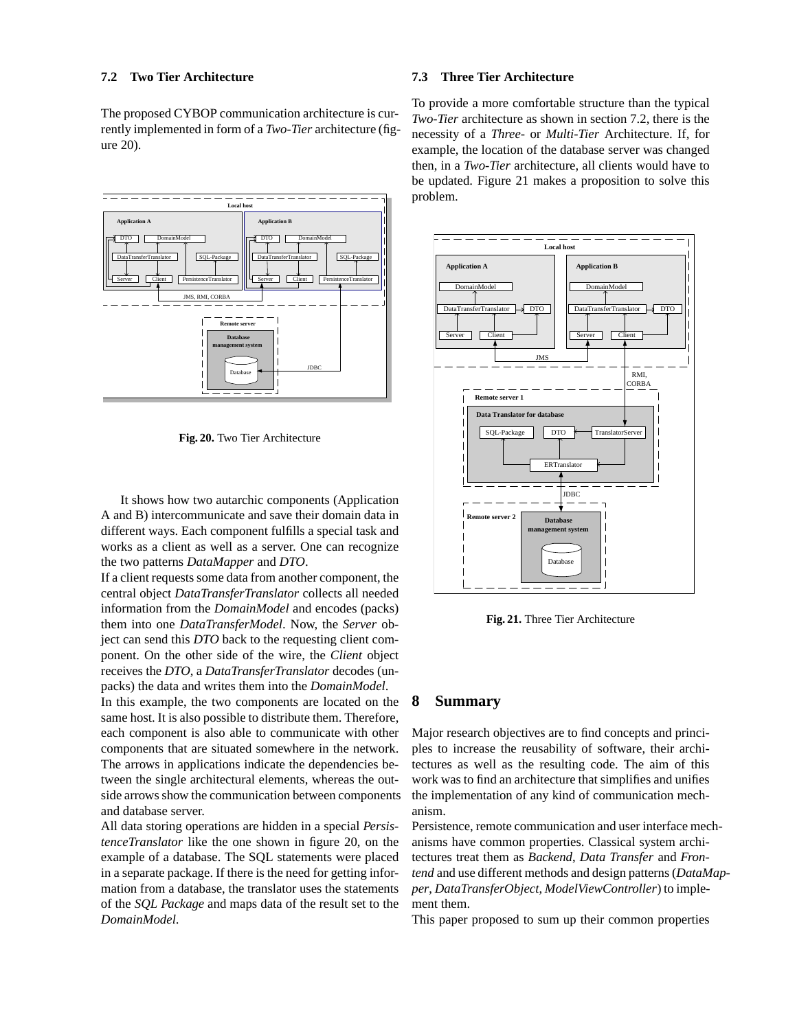### 7.2 Two Tier Architecture

The proposed CYBOP communication architecture is currently implemented in form of a *Two-Tier* architecture (figure 20).

**Fig. 20.** Two Tier Architecture

It shows how two autarchic components (Application A and B) intercommunicate and save their domain data in different ways. Each component fulfills a special task and works as a client as well as a server. One can recognize the two patterns *DataMapper* and *DTO*.

If a client requests some data from another component, the central object *DataTransferTranslator* collects all needed information from the *DomainModel* and encodes (packs) them into one *DataTransferModel*. Now, the *Server* object can send this *DTO* back to the requesting client component. On the other side of the wire, the *Client* object receives the *DTO*, a *DataTransferTranslator* decodes (unpacks) the data and writes them into the *DomainModel*.

In this example, the two components are located on the same host. It is also possible to distribute them. Therefore, each component is also able to communicate with other components that are situated somewhere in the network. The arrows in applications indicate the dependencies between the single architectural elements, whereas the outside arrows show the communication between components and database server.

All data storing operations are hidden in a special *PersistenceTranslator* like the one shown in figure 20, on the example of a database. The SQL statements were placed in a separate package. If there is the need for getting information from a database, the translator uses the statements of the *SQL Package* and maps data of the result set to the *DomainModel*.

### 7.3 Three Tier Architecture

To provide a more comfortable structure than the typical *Two-Tier* architecture as shown in section 7.2, there is the necessity of a *Three-* or *Multi-Tier* Architecture. If, for example, the location of the database server was changed then, in a *Two-Tier* architecture, all clients would have to be updated. Figure 21 makes a proposition to solve this problem.

**Fig. 21.** Three Tier Architecture

## 8 Summary

Major research objectives are to find concepts and principles to increase the reusability of software, their architectures as well as the resulting code. The aim of this work was to find an architecture that simplifies and unifies the implementation of any kind of communication mechanism.

Persistence, remote communication and user interface mechanisms have common properties. Classical system architectures treat them as *Backend*, *Data Transfer* and *Frontend* and use different methods and design patterns (*DataMapper*, *DataTransferObject*, *ModelViewController*) to implement them.

This paper proposed to sum up their common properties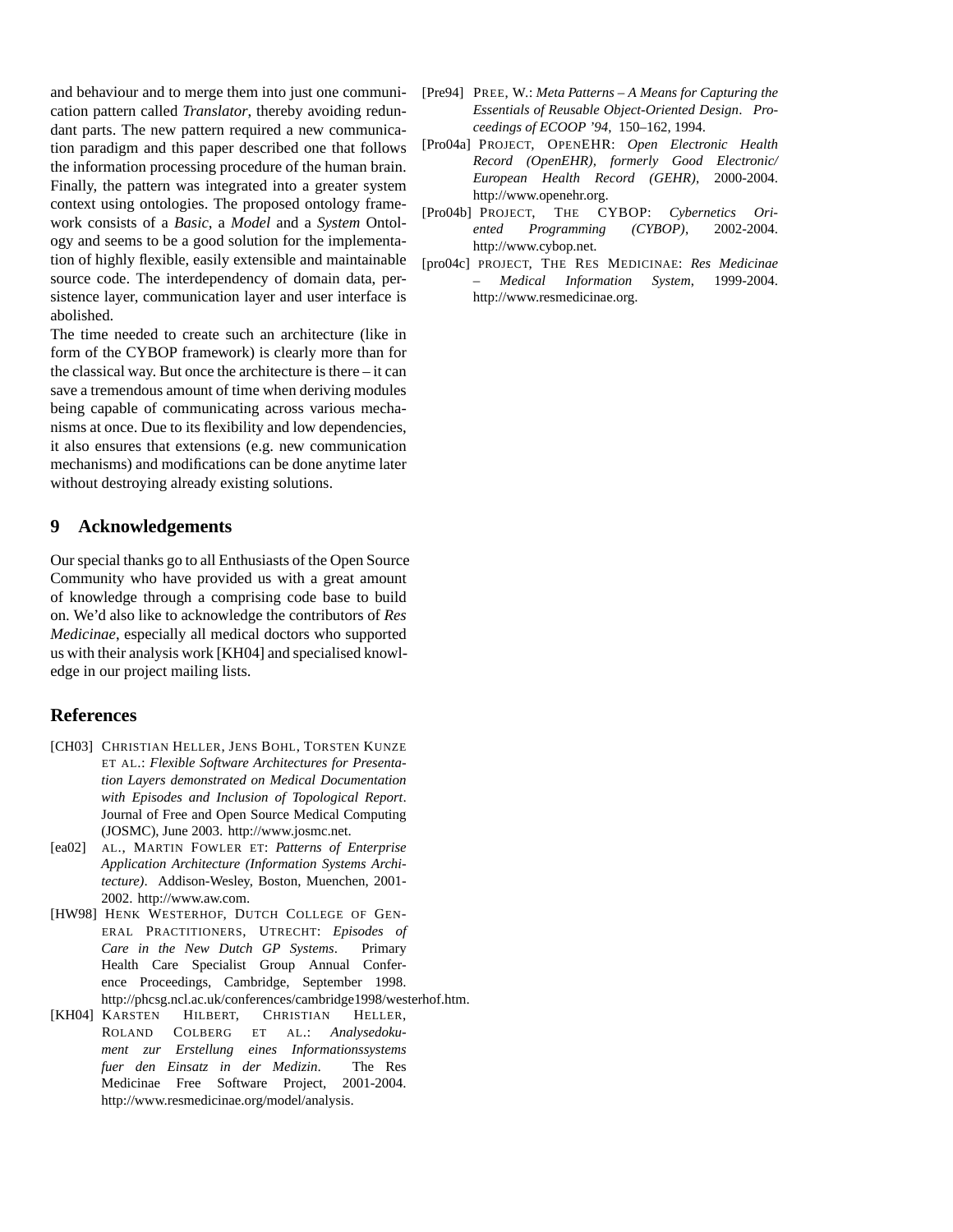and behaviour and to merge them into just one communication pattern called *Translator*, thereby avoiding redundant parts. The new pattern required a new communication paradigm and this paper described one that follows the information processing procedure of the human brain. Finally, the pattern was integrated into a greater system context using ontologies. The proposed ontology framework consists of a *Basic*, a *Model* and a *System* Ontology and seems to be a good solution for the implementation of highly flexible, easily extensible and maintainable source code. The interdependency of domain data, persistence layer, communication layer and user interface is abolished.

The time needed to create such an architecture (like in form of the CYBOP framework) is clearly more than for the classical way. But once the architecture is there – it can save a tremendous amount of time when deriving modules being capable of communicating across various mechanisms at once. Due to its flexibility and low dependencies, it also ensures that extensions (e.g. new communication mechanisms) and modifications can be done anytime later without destroying already existing solutions.

## 9 Acknowledgements

Our special thanks go to all Enthusiasts of the Open Source Community who have provided us with a great amount of knowledge through a comprising code base to build on. We'd also like to acknowledge the contributors of *Res Medicinae*, especially all medical doctors who supported us with their analysis work [KH04] and specialised knowledge in our project mailing lists.

## References

[CH03] Christian Heller, Jens Bohl, Torsten Kunze et al.: *Flexible Software Architectures for Presentation Layers demonstrated on Medical Documentation with Episodes and Inclusion of Topological Report*. Journal of Free and Open Source Medical Computing (JOSMC), June 2003. http://www.josmc.net.

[ea02] al., Martin Fowler et: *Patterns of Enterprise Application Architecture (Information Systems Architecture)*. Addison-Wesley, Boston, Muenchen, 2001-2002. http://www.aw.com.

[HW98] Henk Westerhof, Dutch College of General Practitioners, Utrecht: *Episodes of Care in the New Dutch GP Systems*. Primary Health Care Specialist Group Annual Conference Proceedings, Cambridge, September 1998. http://phcsg.ncl.ac.uk/conferences/cambridge1998/westerhof.htm.

[KH04] Karsten Hilbert, Christian Heller, Roland Colberg et al.: *Analysedokument zur Erstellung eines Informationssystems fuer den Einsatz in der Medizin*. The Res Medicinae Free Software Project, 2001-2004. http://www.resmedicinae.org/model/analysis.

[Pre94] Pree, W.: *Meta Patterns – A Means for Capturing the Essentials of Reusable Object-Oriented Design*. *Proceedings of ECOOP '94*, 150–162, 1994.

[Pro04a] Project, OpenEHR: *Open Electronic Health Record (OpenEHR), formerly Good Electronic/ European Health Record (GEHR)*, 2000-2004. http://www.openehr.org.

[Pro04b] Project, The CYBOP: *Cybernetics Oriented Programming (CYBOP)*, 2002-2004. http://www.cybop.net.

[pro04c] project, The Res Medicinae: *Res Medicinae – Medical Information System*, 1999-2004. http://www.resmedicinae.org.